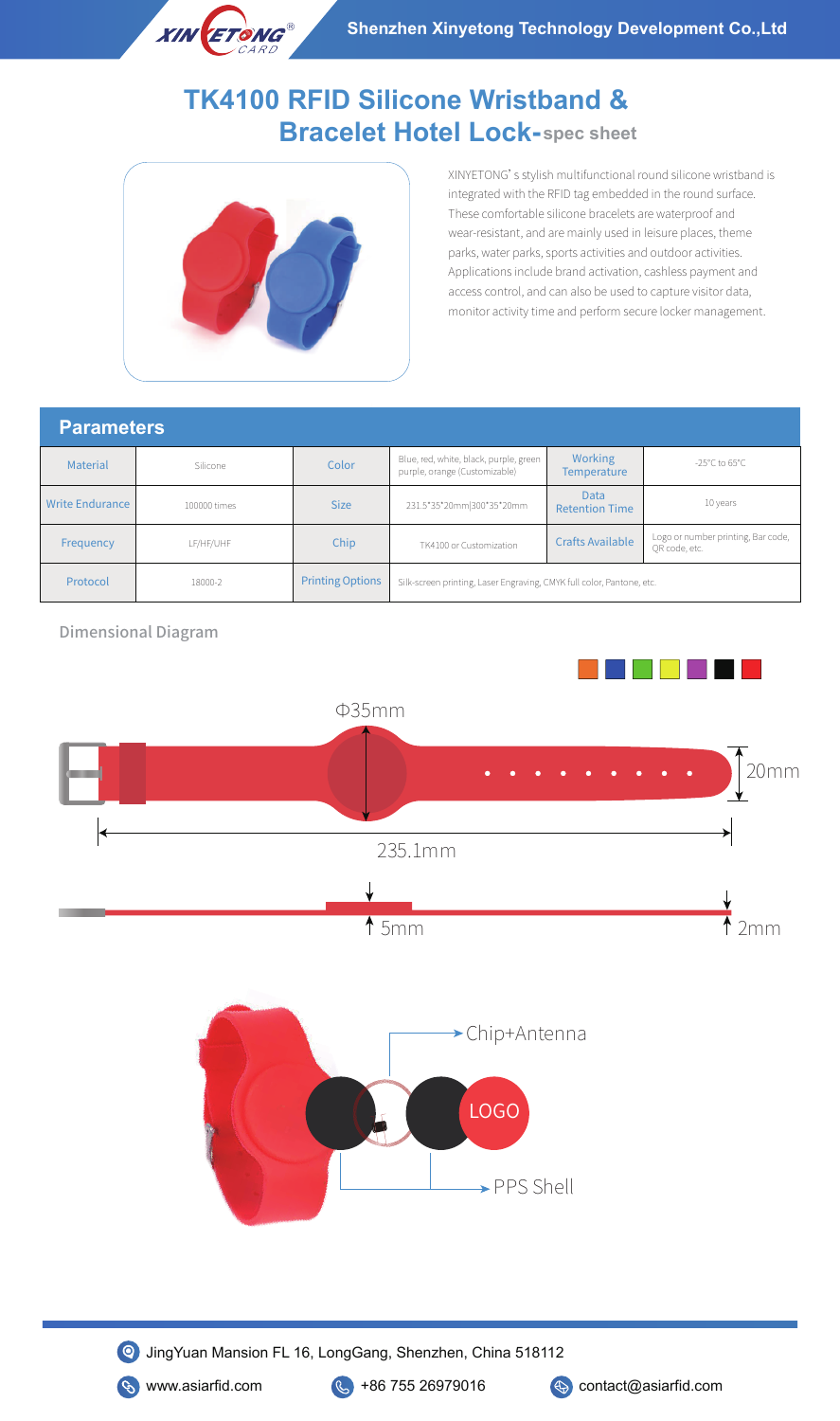# TK4100 RFID Silicone Wristband & Bracelet Hotel Lock-spec sheet

XINYETONG' s stylish multifunctional round silicone wristband is integrated with the RFID tag embedded in the round surface. These comfortable silicone bracelets are waterproof and wear-resistant, and are mainly used in leisure places, theme parks, water parks, sports activities and outdoor activities. Applications include brand activation, cashless payment and access control, and can also be used to capture visitor data, monitor activity time and perform secure locker management.

## Parameters

| Material | Silicone | Color | Blue, red, white, black, purple, green purple, orange (Customizable) | Working Temperature | -25°C to 65°C |
|---|---|---|---|---|---|
| Write Endurance | 100000 times | Size | 231.5*35*20mm\|300*35*20mm | Data Retention Time | 10 years |
| Frequency | LF/HF/UHF | Chip | TK4100 or Customization | Crafts Available | Logo or number printing, Bar code, QR code, etc. |
| Protocol | 18000-2 | Printing Options | Silk-screen printing, Laser Engraving, CMYK full color, Pantone, etc. | | |

### Dimensional Diagram

Φ35mm

20mm

235.1mm

5mm

2mm

Chip+Antenna

LOGO

PPS Shell

JingYuan Mansion FL 16, LongGang, Shenzhen, China 518112

www.asiarfid.com | +86 755 26979016 | contact@asiarfid.com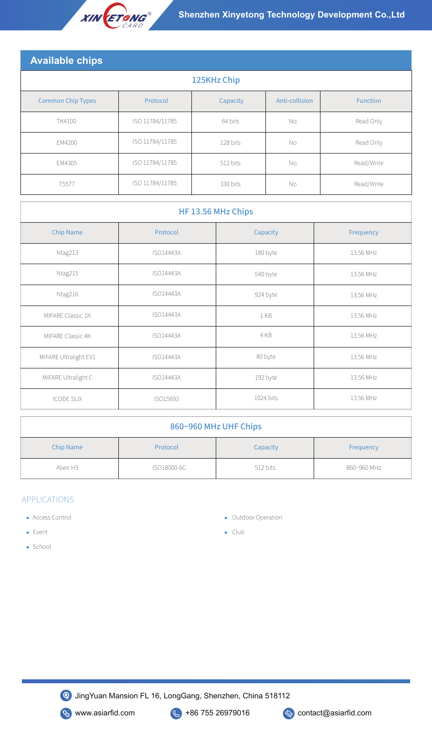## Available chips

### 125KHz Chip

| Common Chip Types | Protocol | Capacity | Anti-collision | Function |
|---|---|---|---|---|
| TK4100 | ISO 11784/11785 | 64 bits | No | Read Only |
| EM4200 | ISO 11784/11785 | 128 bits | No | Read Only |
| EM4305 | ISO 11784/11785 | 512 bits | No | Read/Write |
| T5577 | ISO 11784/11785 | 330 bits | No | Read/Write |

### HF 13.56 MHz Chips

| Chip Name | Protocol | Capacity | Frequency |
|---|---|---|---|
| Ntag213 | ISO14443A | 180 byte | 13.56 MHz |
| Ntag215 | ISO14443A | 540 byte | 13.56 MHz |
| Ntag216 | ISO14443A | 924 byte | 13.56 MHz |
| MIFARE Classic 1K | ISO14443A | 1 KB | 13.56 MHz |
| MIFARE Classic 4K | ISO14443A | 4 KB | 13.56 MHz |
| MIFARE Ultralight EV1 | ISO14443A | 80 byte | 13.56 MHz |
| MIFARE Ultralight C | ISO14443A | 192 byte | 13.56 MHz |
| ICODE SLIX | ISO15693 | 1024 bits | 13.56 MHz |

### 860~960 MHz UHF Chips

| Chip Name | Protocol | Capacity | Frequency |
|---|---|---|---|
| Alien H3 | ISO18000-6C | 512 bits | 860~960 MHz |

### APPLICATIONS

- Access Control
- Event
- School
- Outdoor Operation
- Club

JingYuan Mansion FL 16, LongGang, Shenzhen, China 518112

www.asiarfid.com +86 755 26979016 contact@asiarfid.com